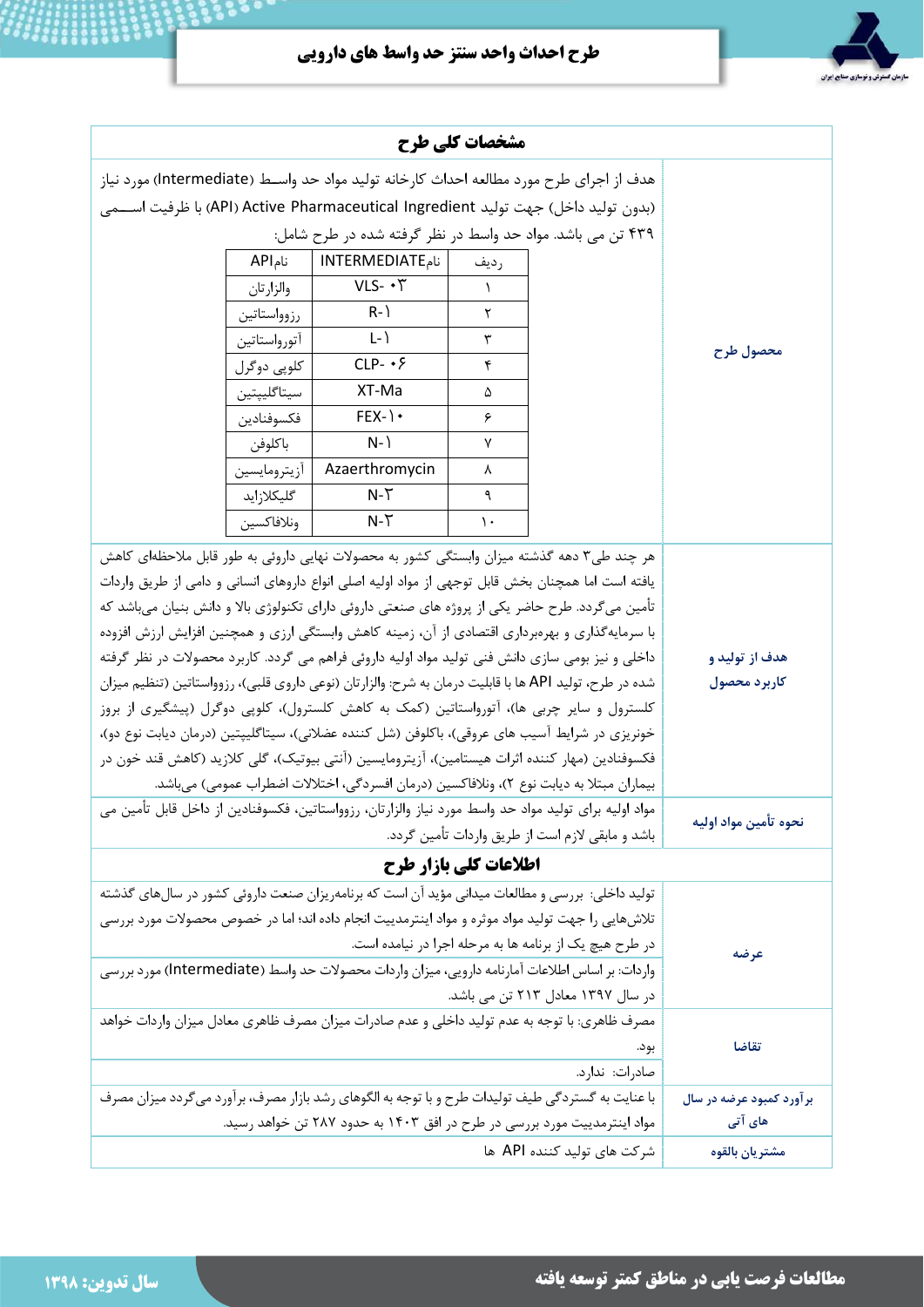## مشخصات کلی طرح

| | |
|---|---|
| **محصول طرح** | هدف از اجرای طرح مورد مطالعه احداث کارخانه تولید مواد حد واسط (Intermediate) مورد نیاز (بدون تولید داخل) جهت تولید Active Pharmaceutical Ingredient (API) با ظرفیت اسمی ۴۳۹ تن می باشد. مواد حد واسط در نظر گرفته شده در طرح شامل: |

| ردیف | نامINTERMEDIATE | نامAPI |
|---|---|---|
| ۱ | VLS- ۰۳ | والزارتان |
| ۲ | R-۱ | رزوواستاتین |
| ۳ | L-۱ | آتورواستاتین |
| ۴ | CLP- ۰۶ | کلوپی دوگرل |
| ۵ | XT-Ma | سیتاگلیپتین |
| ۶ | FEX-۱۰ | فکسوفنادین |
| ۷ | N-۱ | باکلوفن |
| ۸ | Azaerthromycin | آزیترومایسین |
| ۹ | N-۳ | گلیکلازاید |
| ۱۰ | N-۳ | ونلافاکسین |

| | |
|---|---|
| **هدف از تولید و کاربرد محصول** | هر چند طی۳ دهه گذشته میزان وابستگی کشور به محصولات نهایی داروئی به طور قابل ملاحظه‌ای کاهش یافته است اما همچنان بخش قابل توجهی از مواد اولیه اصلی انواع داروهای انسانی و دامی از طریق واردات تأمین می‌گردد. طرح حاضر یکی از پروژه های صنعتی داروئی دارای تکنولوژی بالا و دانش بنیان می‌باشد که با سرمایه‌گذاری و بهره‌برداری اقتصادی از آن، زمینه کاهش وابستگی ارزی و همچنین افزایش ارزش افزوده داخلی و نیز بومی سازی دانش فنی تولید مواد اولیه داروئی فراهم می گردد. کاربرد محصولات در نظر گرفته شده در طرح، تولید API ها با قابلیت درمان به شرح: والزارتان (نوعی داروی قلبی)، رزوواستاتین (تنظیم میزان کلسترول و سایر چربی ها)، آتورواستاتین (کمک به کاهش کلسترول)، کلوپی دوگرل (پیشگیری از بروز خونریزی در شرایط آسیب های عروقی)، باکلوفن (شل کننده عضلانی)، سیتاگلیپتین (درمان دیابت نوع دو)، فکسوفنادین (مهار کننده اثرات هیستامین)، آزیترومایسین (آنتی بیوتیک)، گلی کلازید (کاهش قند خون در بیماران مبتلا به دیابت نوع ۲)، ونلافاکسین (درمان افسردگی، اختلالات اضطراب عمومی) می‌باشد. |
| **نحوه تأمین مواد اولیه** | مواد اولیه برای تولید مواد حد واسط مورد نیاز والزارتان، رزوواستاتین، فکسوفنادین از داخل قابل تأمین می باشد و مابقی لازم است از طریق واردات تأمین گردد. |

## اطلاعات کلی بازار طرح

| | |
|---|---|
| **عرضه** | تولید داخلی: بررسی و مطالعات میدانی مؤید آن است که برنامه‌ریزان صنعت داروئی کشور در سال‌های گذشته تلاش‌هایی را جهت تولید مواد موثره و مواد اینترمدییت انجام داده اند؛ اما در خصوص محصولات مورد بررسی در طرح هیچ یک از برنامه ها به مرحله اجرا در نیامده است. |
| | واردات: بر اساس اطلاعات آمارنامه دارویی، میزان واردات محصولات حد واسط (Intermediate) مورد بررسی در سال ۱۳۹۷ معادل ۲۱۳ تن می باشد. |
| **تقاضا** | مصرف ظاهری: با توجه به عدم تولید داخلی و عدم صادرات میزان مصرف ظاهری معادل میزان واردات خواهد بود. |
| | صادرات: ندارد. |
| **برآورد کمبود عرضه در سال های آتی** | با عنایت به گستردگی طیف تولیدات طرح و با توجه به الگوهای رشد بازار مصرف، برآورد می‌گردد میزان مصرف مواد اینترمدییت مورد بررسی در طرح در افق ۱۴۰۳ به حدود ۲۸۷ تن خواهد رسید. |
| **مشتریان بالقوه** | شرکت های تولید کننده API ها |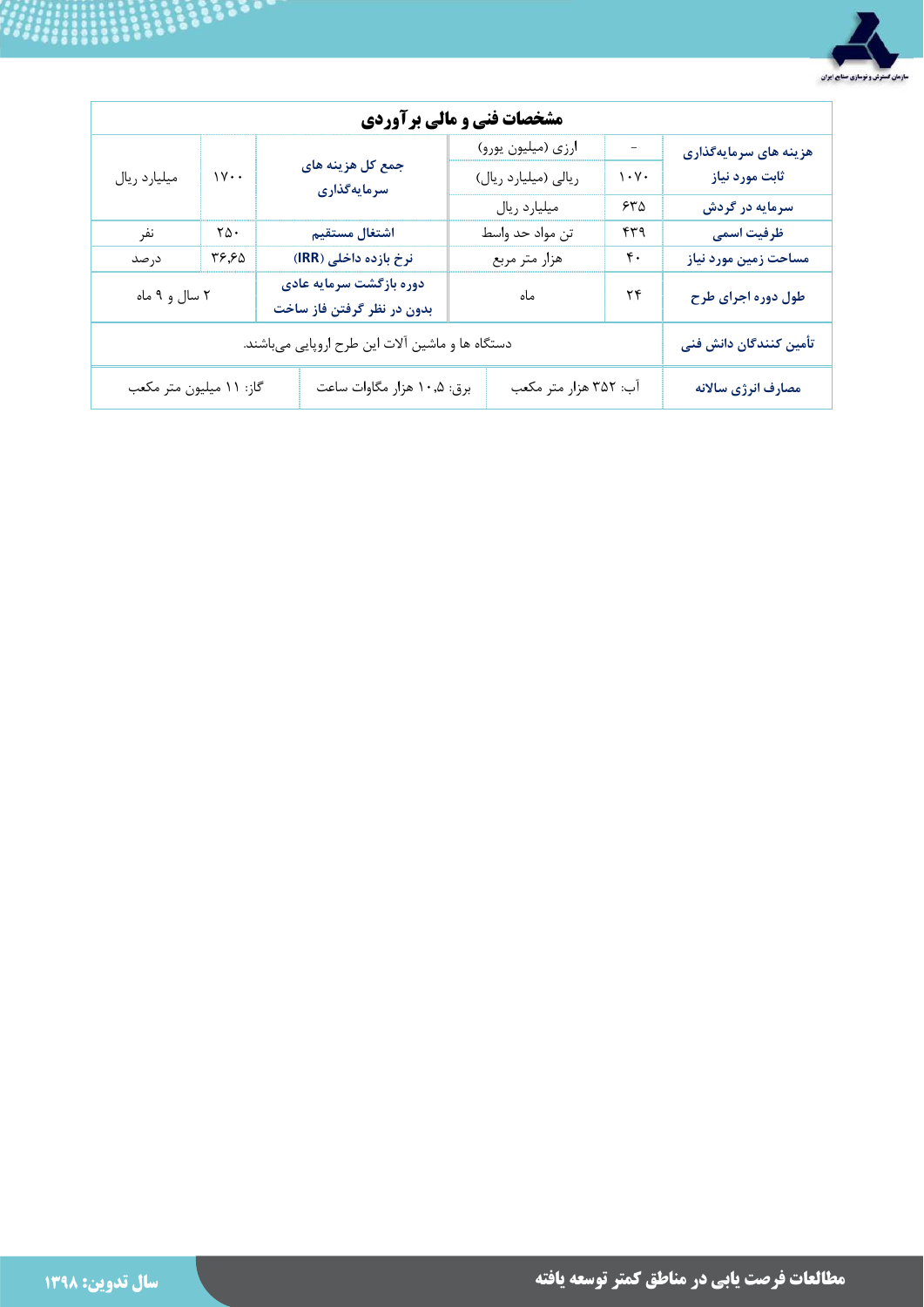| مشخصات فنی و مالی برآوردی | | | | | |
|---|---|---|---|---|---|
| هزینه های سرمایه‌گذاری ثابت مورد نیاز | - | ارزی (میلیون یورو) | جمع کل هزینه های سرمایه‌گذاری | ۱۷۰۰ | میلیارد ریال |
| | ۱۰۷۰ | ریالی (میلیارد ریال) | | | |
| سرمایه در گردش | ۶۳۵ | میلیارد ریال | | | |
| ظرفیت اسمی | ۴۳۹ | تن مواد حد واسط | اشتغال مستقیم | ۲۵۰ | نفر |
| مساحت زمین مورد نیاز | ۴۰ | هزار متر مربع | نرخ بازده داخلی (IRR) | ۳۶,۶۵ | درصد |
| طول دوره اجرای طرح | ۲۴ | ماه | دوره بازگشت سرمایه عادی بدون در نظر گرفتن فاز ساخت | ۲ سال و ۹ ماه | |
| تأمین کنندگان دانش فنی | دستگاه ها و ماشین آلات این طرح اروپایی می‌باشند. | | | | |
| مصارف انرژی سالانه | آب: ۳۵۲ هزار متر مکعب | | برق: ۱۰,۵ هزار مگاوات ساعت | | گاز: ۱۱ میلیون متر مکعب |